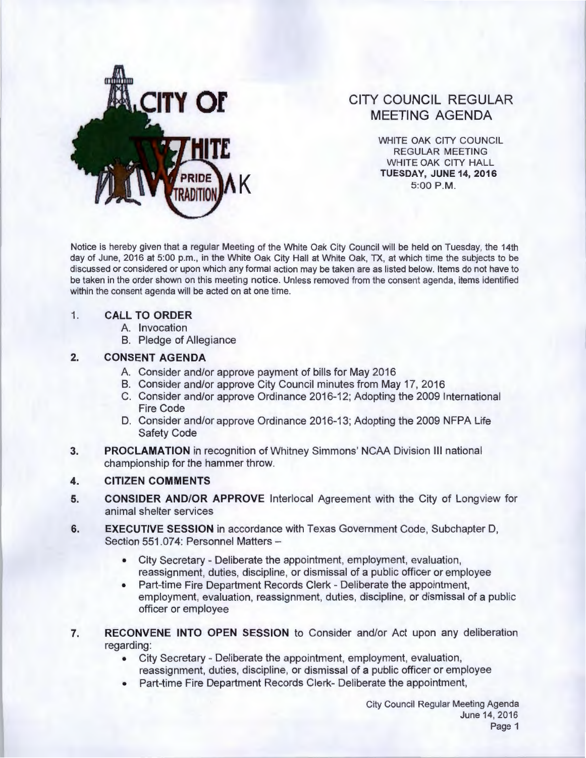CITY OF WHITE OAK
PRIDE TRADITION

# CITY COUNCIL REGULAR MEETING AGENDA

WHITE OAK CITY COUNCIL
REGULAR MEETING
WHITE OAK CITY HALL
**TUESDAY, JUNE 14, 2016**
5:00 P.M.

Notice is hereby given that a regular Meeting of the White Oak City Council will be held on Tuesday, the 14th day of June, 2016 at 5:00 p.m., in the White Oak City Hall at White Oak, TX, at which time the subjects to be discussed or considered or upon which any formal action may be taken are as listed below. Items do not have to be taken in the order shown on this meeting notice. Unless removed from the consent agenda, items identified within the consent agenda will be acted on at one time.

1. **CALL TO ORDER**
   A. Invocation
   B. Pledge of Allegiance

2. **CONSENT AGENDA**
   A. Consider and/or approve payment of bills for May 2016
   B. Consider and/or approve City Council minutes from May 17, 2016
   C. Consider and/or approve Ordinance 2016-12; Adopting the 2009 International Fire Code
   D. Consider and/or approve Ordinance 2016-13; Adopting the 2009 NFPA Life Safety Code

3. **PROCLAMATION** in recognition of Whitney Simmons' NCAA Division III national championship for the hammer throw.

4. **CITIZEN COMMENTS**

5. **CONSIDER AND/OR APPROVE** Interlocal Agreement with the City of Longview for animal shelter services

6. **EXECUTIVE SESSION** in accordance with Texas Government Code, Subchapter D, Section 551.074: Personnel Matters –
   - City Secretary - Deliberate the appointment, employment, evaluation, reassignment, duties, discipline, or dismissal of a public officer or employee
   - Part-time Fire Department Records Clerk - Deliberate the appointment, employment, evaluation, reassignment, duties, discipline, or dismissal of a public officer or employee

7. **RECONVENE INTO OPEN SESSION** to Consider and/or Act upon any deliberation regarding:
   - City Secretary - Deliberate the appointment, employment, evaluation, reassignment, duties, discipline, or dismissal of a public officer or employee
   - Part-time Fire Department Records Clerk- Deliberate the appointment,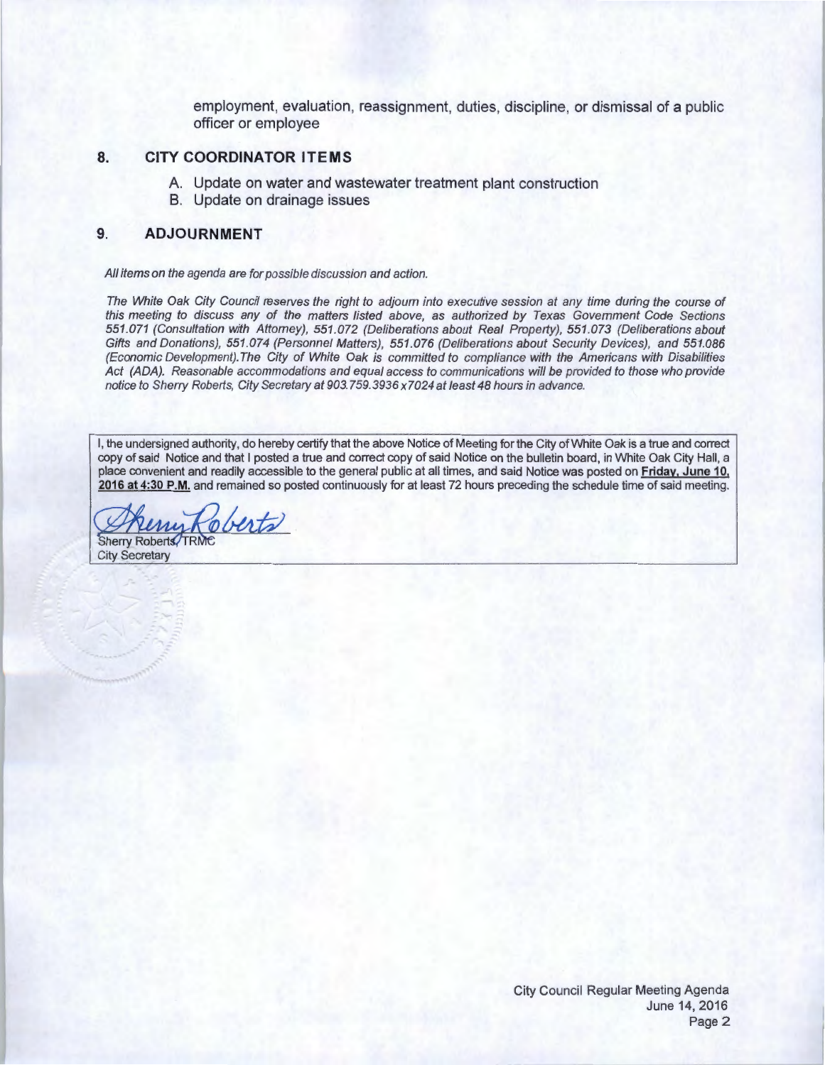employment, evaluation, reassignment, duties, discipline, or dismissal of a public officer or employee

## 8. CITY COORDINATOR ITEMS

A. Update on water and wastewater treatment plant construction
B. Update on drainage issues

## 9. ADJOURNMENT

*All items on the agenda are for possible discussion and action.*

*The White Oak City Council reserves the right to adjourn into executive session at any time during the course of this meeting to discuss any of the matters listed above, as authorized by Texas Government Code Sections 551.071 (Consultation with Attorney), 551.072 (Deliberations about Real Property), 551.073 (Deliberations about Gifts and Donations), 551.074 (Personnel Matters), 551.076 (Deliberations about Security Devices), and 551.086 (Economic Development). The City of White Oak is committed to compliance with the Americans with Disabilities Act (ADA). Reasonable accommodations and equal access to communications will be provided to those who provide notice to Sherry Roberts, City Secretary at 903.759.3936 x7024 at least 48 hours in advance.*

I, the undersigned authority, do hereby certify that the above Notice of Meeting for the City of White Oak is a true and correct copy of said Notice and that I posted a true and correct copy of said Notice on the bulletin board, in White Oak City Hall, a place convenient and readily accessible to the general public at all times, and said Notice was posted on **Friday, June 10, 2016 at 4:30 P.M.** and remained so posted continuously for at least 72 hours preceding the schedule time of said meeting.

Sherry Roberts, TRMC
City Secretary

City Council Regular Meeting Agenda
June 14, 2016